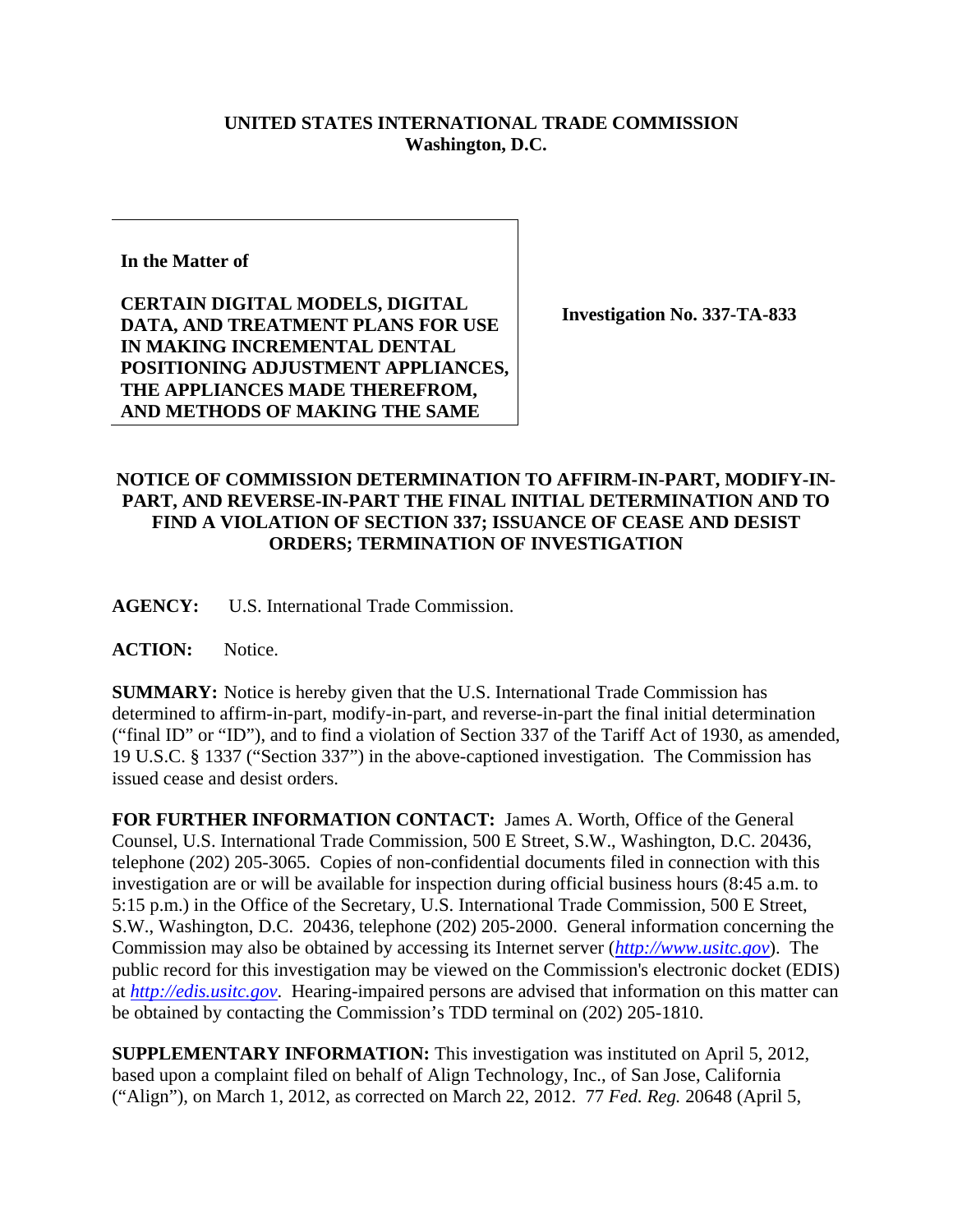**UNITED STATES INTERNATIONAL TRADE COMMISSION**
**Washington, D.C.**

| In the Matter of<br><br>**CERTAIN DIGITAL MODELS, DIGITAL DATA, AND TREATMENT PLANS FOR USE IN MAKING INCREMENTAL DENTAL POSITIONING ADJUSTMENT APPLIANCES, THE APPLIANCES MADE THEREFROM, AND METHODS OF MAKING THE SAME** | **Investigation No. 337-TA-833** |
|---|---|

**NOTICE OF COMMISSION DETERMINATION TO AFFIRM-IN-PART, MODIFY-IN-PART, AND REVERSE-IN-PART THE FINAL INITIAL DETERMINATION AND TO FIND A VIOLATION OF SECTION 337; ISSUANCE OF CEASE AND DESIST ORDERS; TERMINATION OF INVESTIGATION**

**AGENCY:** U.S. International Trade Commission.

**ACTION:** Notice.

**SUMMARY:** Notice is hereby given that the U.S. International Trade Commission has determined to affirm-in-part, modify-in-part, and reverse-in-part the final initial determination ("final ID" or "ID"), and to find a violation of Section 337 of the Tariff Act of 1930, as amended, 19 U.S.C. § 1337 ("Section 337") in the above-captioned investigation. The Commission has issued cease and desist orders.

**FOR FURTHER INFORMATION CONTACT:** James A. Worth, Office of the General Counsel, U.S. International Trade Commission, 500 E Street, S.W., Washington, D.C. 20436, telephone (202) 205-3065. Copies of non-confidential documents filed in connection with this investigation are or will be available for inspection during official business hours (8:45 a.m. to 5:15 p.m.) in the Office of the Secretary, U.S. International Trade Commission, 500 E Street, S.W., Washington, D.C. 20436, telephone (202) 205-2000. General information concerning the Commission may also be obtained by accessing its Internet server (*http://www.usitc.gov*). The public record for this investigation may be viewed on the Commission's electronic docket (EDIS) at *http://edis.usitc.gov*. Hearing-impaired persons are advised that information on this matter can be obtained by contacting the Commission's TDD terminal on (202) 205-1810.

**SUPPLEMENTARY INFORMATION:** This investigation was instituted on April 5, 2012, based upon a complaint filed on behalf of Align Technology, Inc., of San Jose, California ("Align"), on March 1, 2012, as corrected on March 22, 2012. 77 *Fed. Reg.* 20648 (April 5,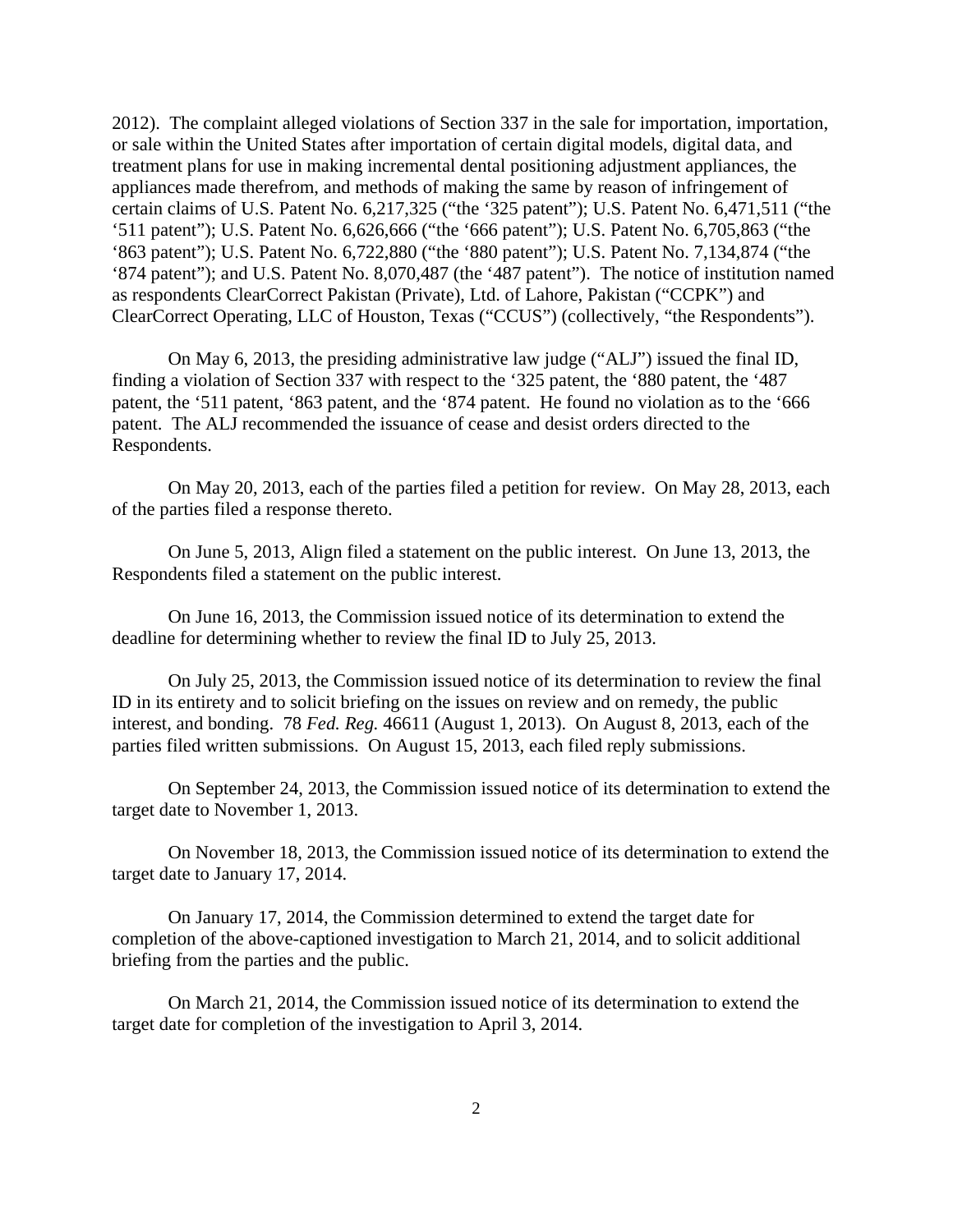2012). The complaint alleged violations of Section 337 in the sale for importation, importation, or sale within the United States after importation of certain digital models, digital data, and treatment plans for use in making incremental dental positioning adjustment appliances, the appliances made therefrom, and methods of making the same by reason of infringement of certain claims of U.S. Patent No. 6,217,325 ("the '325 patent"); U.S. Patent No. 6,471,511 ("the '511 patent"); U.S. Patent No. 6,626,666 ("the '666 patent"); U.S. Patent No. 6,705,863 ("the '863 patent"); U.S. Patent No. 6,722,880 ("the '880 patent"); U.S. Patent No. 7,134,874 ("the '874 patent"); and U.S. Patent No. 8,070,487 (the '487 patent"). The notice of institution named as respondents ClearCorrect Pakistan (Private), Ltd. of Lahore, Pakistan ("CCPK") and ClearCorrect Operating, LLC of Houston, Texas ("CCUS") (collectively, "the Respondents").

On May 6, 2013, the presiding administrative law judge ("ALJ") issued the final ID, finding a violation of Section 337 with respect to the '325 patent, the '880 patent, the '487 patent, the '511 patent, '863 patent, and the '874 patent. He found no violation as to the '666 patent. The ALJ recommended the issuance of cease and desist orders directed to the Respondents.

On May 20, 2013, each of the parties filed a petition for review. On May 28, 2013, each of the parties filed a response thereto.

On June 5, 2013, Align filed a statement on the public interest. On June 13, 2013, the Respondents filed a statement on the public interest.

On June 16, 2013, the Commission issued notice of its determination to extend the deadline for determining whether to review the final ID to July 25, 2013.

On July 25, 2013, the Commission issued notice of its determination to review the final ID in its entirety and to solicit briefing on the issues on review and on remedy, the public interest, and bonding. 78 *Fed. Reg.* 46611 (August 1, 2013). On August 8, 2013, each of the parties filed written submissions. On August 15, 2013, each filed reply submissions.

On September 24, 2013, the Commission issued notice of its determination to extend the target date to November 1, 2013.

On November 18, 2013, the Commission issued notice of its determination to extend the target date to January 17, 2014.

On January 17, 2014, the Commission determined to extend the target date for completion of the above-captioned investigation to March 21, 2014, and to solicit additional briefing from the parties and the public.

On March 21, 2014, the Commission issued notice of its determination to extend the target date for completion of the investigation to April 3, 2014.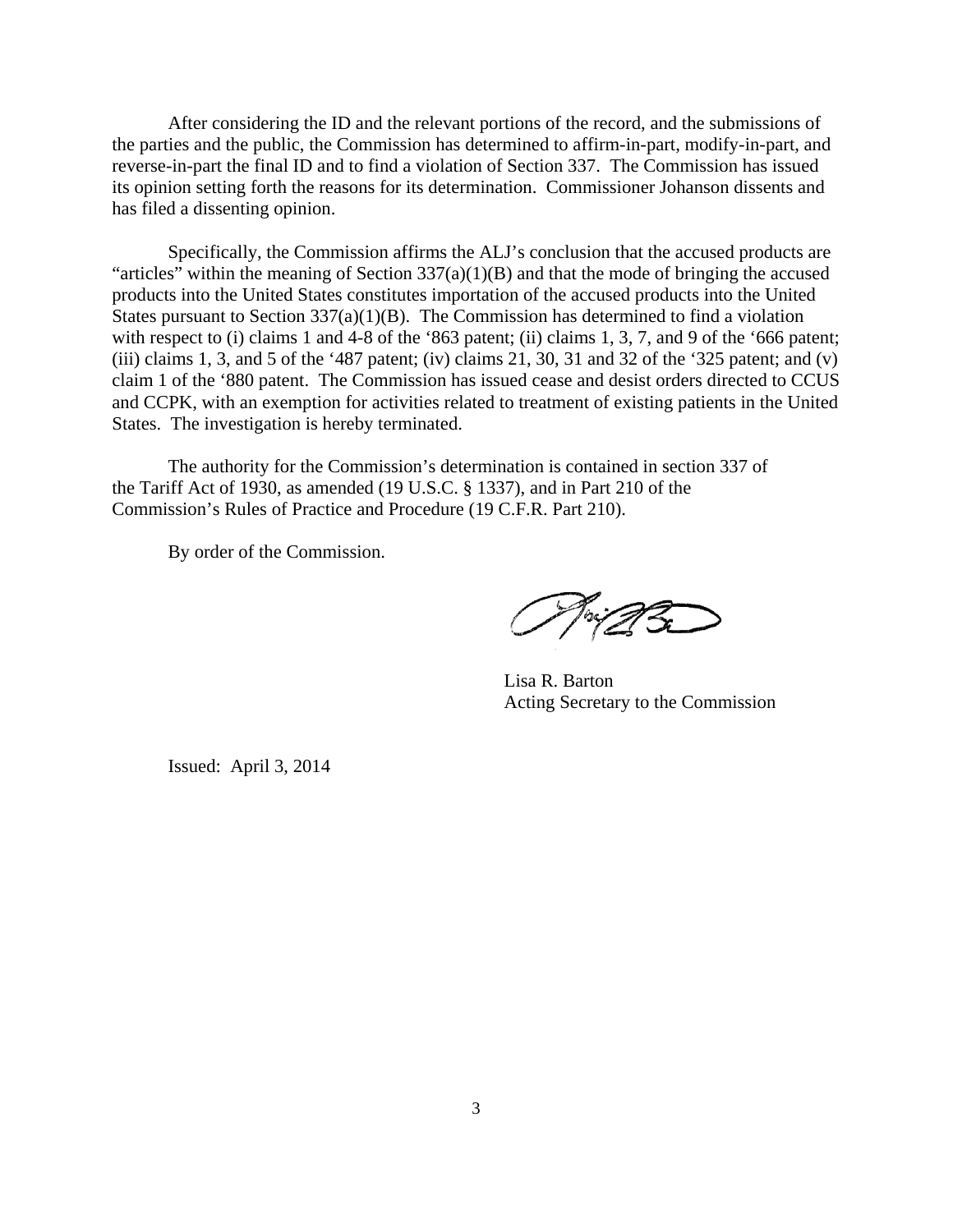After considering the ID and the relevant portions of the record, and the submissions of the parties and the public, the Commission has determined to affirm-in-part, modify-in-part, and reverse-in-part the final ID and to find a violation of Section 337. The Commission has issued its opinion setting forth the reasons for its determination. Commissioner Johanson dissents and has filed a dissenting opinion.

Specifically, the Commission affirms the ALJ's conclusion that the accused products are "articles" within the meaning of Section 337(a)(1)(B) and that the mode of bringing the accused products into the United States constitutes importation of the accused products into the United States pursuant to Section 337(a)(1)(B). The Commission has determined to find a violation with respect to (i) claims 1 and 4-8 of the '863 patent; (ii) claims 1, 3, 7, and 9 of the '666 patent; (iii) claims 1, 3, and 5 of the '487 patent; (iv) claims 21, 30, 31 and 32 of the '325 patent; and (v) claim 1 of the '880 patent. The Commission has issued cease and desist orders directed to CCUS and CCPK, with an exemption for activities related to treatment of existing patients in the United States. The investigation is hereby terminated.

The authority for the Commission's determination is contained in section 337 of the Tariff Act of 1930, as amended (19 U.S.C. § 1337), and in Part 210 of the Commission's Rules of Practice and Procedure (19 C.F.R. Part 210).

By order of the Commission.

Lisa R. Barton
Acting Secretary to the Commission

Issued: April 3, 2014